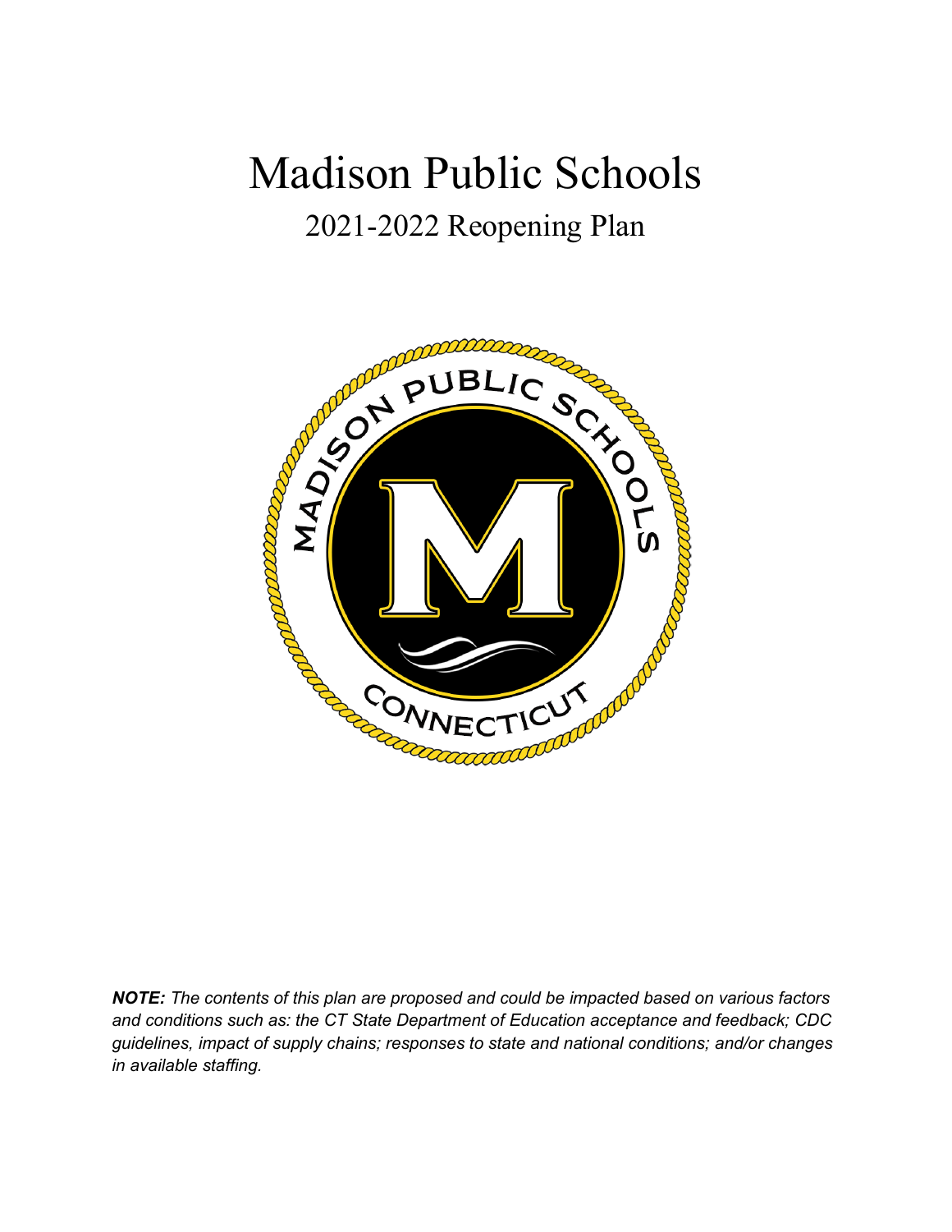# Madison Public Schools

## 2021-2022 Reopening Plan

***NOTE:*** *The contents of this plan are proposed and could be impacted based on various factors and conditions such as: the CT State Department of Education acceptance and feedback; CDC guidelines, impact of supply chains; responses to state and national conditions; and/or changes in available staffing.*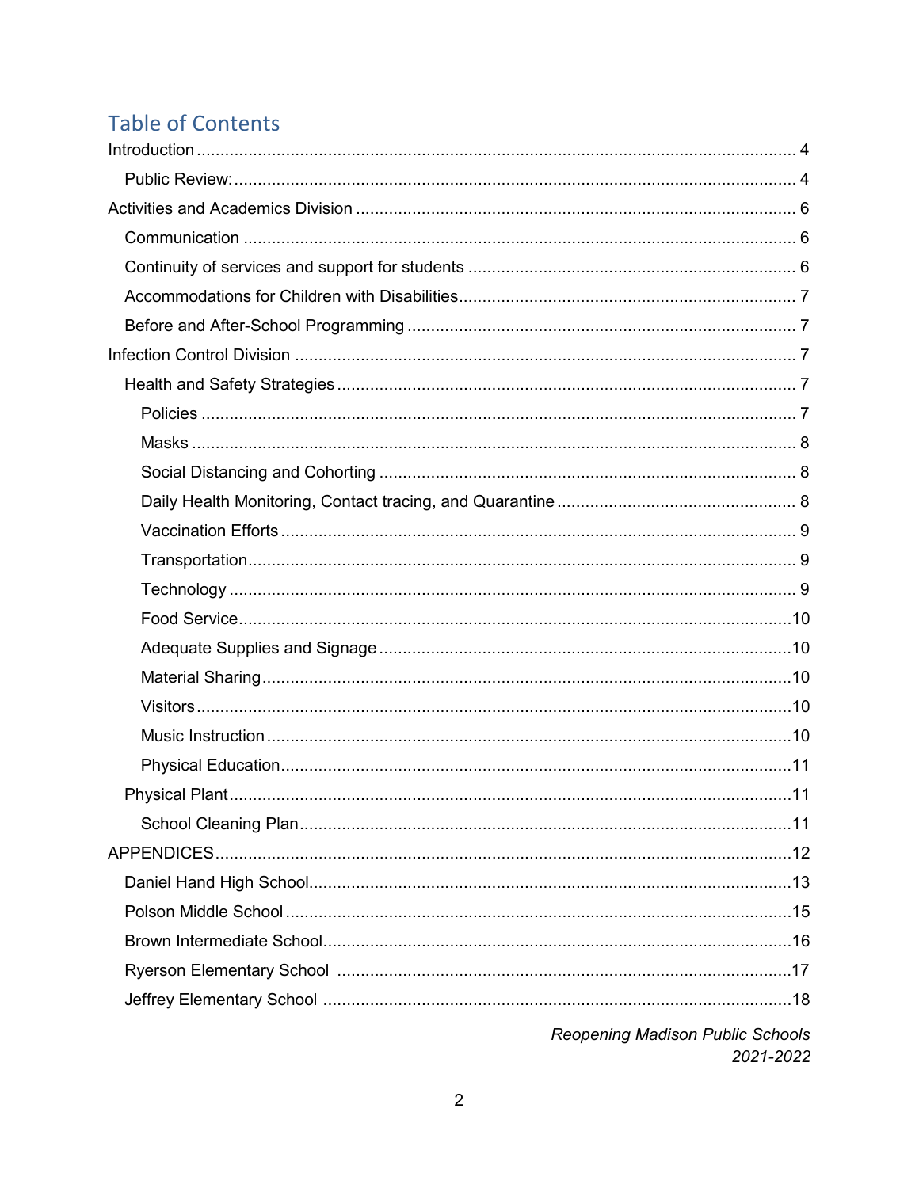## Table of Contents

- Introduction .... 4
  - Public Review: .... 4
- Activities and Academics Division .... 6
  - Communication .... 6
  - Continuity of services and support for students .... 6
  - Accommodations for Children with Disabilities .... 7
  - Before and After-School Programming .... 7
- Infection Control Division .... 7
  - Health and Safety Strategies .... 7
    - Policies .... 7
    - Masks .... 8
    - Social Distancing and Cohorting .... 8
    - Daily Health Monitoring, Contact tracing, and Quarantine .... 8
    - Vaccination Efforts .... 9
    - Transportation .... 9
    - Technology .... 9
    - Food Service .... 10
    - Adequate Supplies and Signage .... 10
    - Material Sharing .... 10
    - Visitors .... 10
    - Music Instruction .... 10
    - Physical Education .... 11
  - Physical Plant .... 11
    - School Cleaning Plan .... 11
- APPENDICES .... 12
  - Daniel Hand High School .... 13
  - Polson Middle School .... 15
  - Brown Intermediate School .... 16
  - Ryerson Elementary School .... 17
  - Jeffrey Elementary School .... 18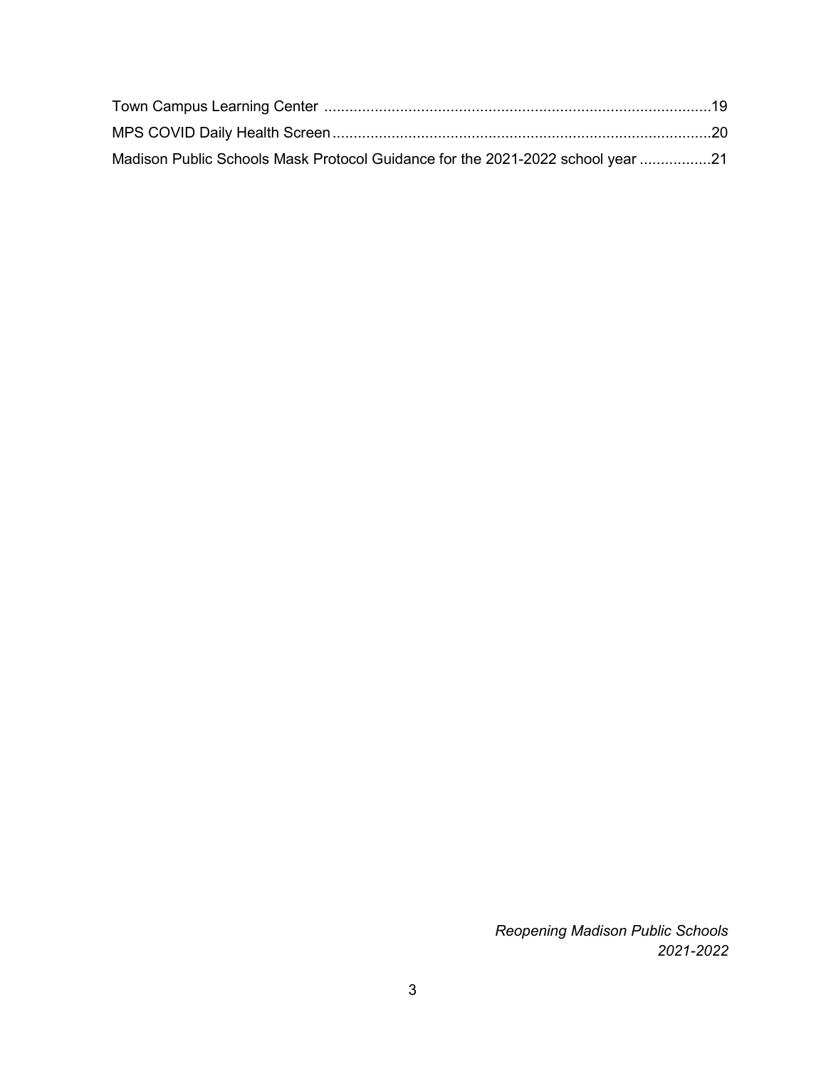Town Campus Learning Center ..........................................................................................19

MPS COVID Daily Health Screen........................................................................................20

Madison Public Schools Mask Protocol Guidance for the 2021-2022 school year .................21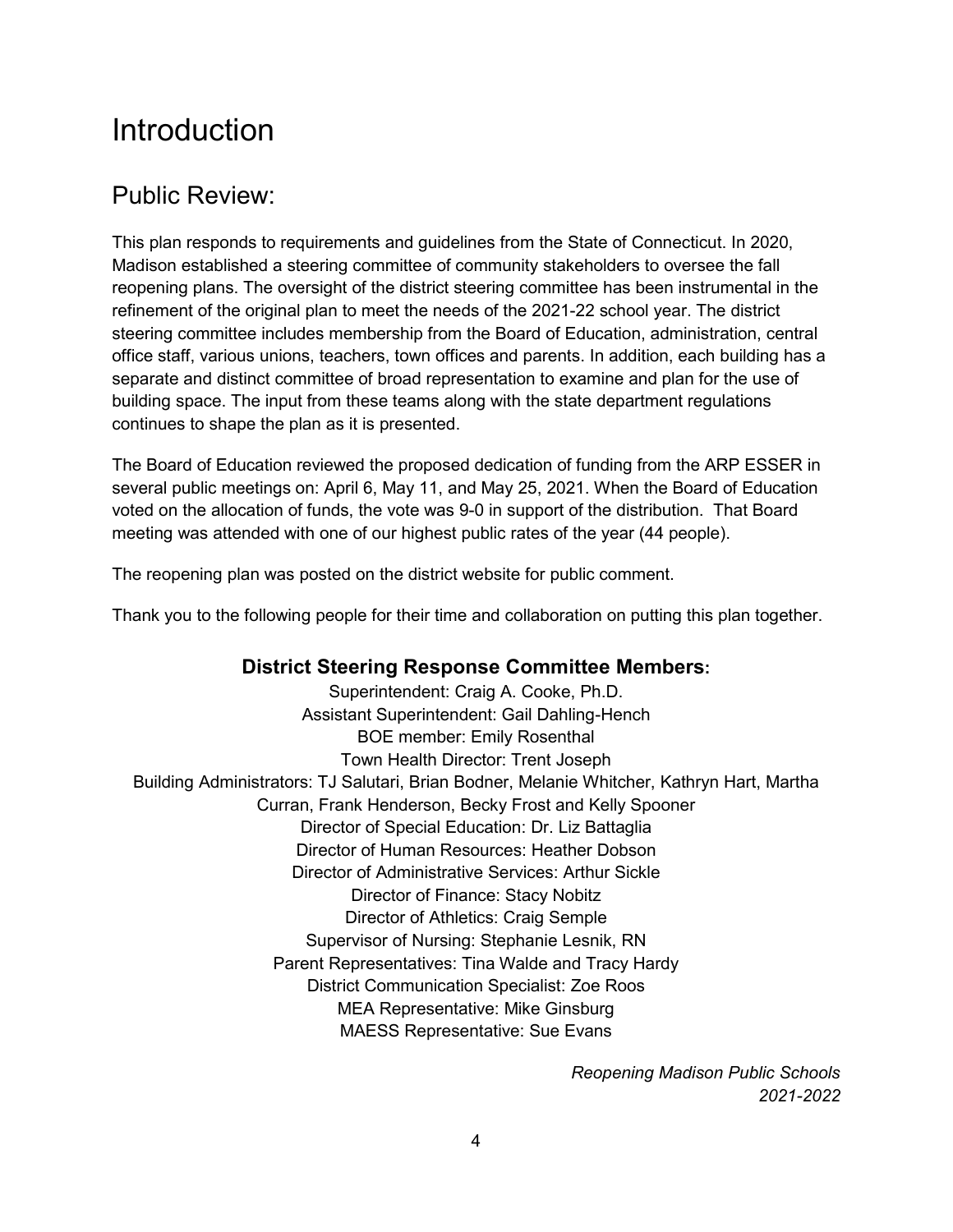# Introduction

## Public Review:

This plan responds to requirements and guidelines from the State of Connecticut. In 2020, Madison established a steering committee of community stakeholders to oversee the fall reopening plans. The oversight of the district steering committee has been instrumental in the refinement of the original plan to meet the needs of the 2021-22 school year. The district steering committee includes membership from the Board of Education, administration, central office staff, various unions, teachers, town offices and parents. In addition, each building has a separate and distinct committee of broad representation to examine and plan for the use of building space. The input from these teams along with the state department regulations continues to shape the plan as it is presented.

The Board of Education reviewed the proposed dedication of funding from the ARP ESSER in several public meetings on: April 6, May 11, and May 25, 2021. When the Board of Education voted on the allocation of funds, the vote was 9-0 in support of the distribution. That Board meeting was attended with one of our highest public rates of the year (44 people).

The reopening plan was posted on the district website for public comment.

Thank you to the following people for their time and collaboration on putting this plan together.

**District Steering Response Committee Members:**

Superintendent: Craig A. Cooke, Ph.D.
Assistant Superintendent: Gail Dahling-Hench
BOE member: Emily Rosenthal
Town Health Director: Trent Joseph
Building Administrators: TJ Salutari, Brian Bodner, Melanie Whitcher, Kathryn Hart, Martha Curran, Frank Henderson, Becky Frost and Kelly Spooner
Director of Special Education: Dr. Liz Battaglia
Director of Human Resources: Heather Dobson
Director of Administrative Services: Arthur Sickle
Director of Finance: Stacy Nobitz
Director of Athletics: Craig Semple
Supervisor of Nursing: Stephanie Lesnik, RN
Parent Representatives: Tina Walde and Tracy Hardy
District Communication Specialist: Zoe Roos
MEA Representative: Mike Ginsburg
MAESS Representative: Sue Evans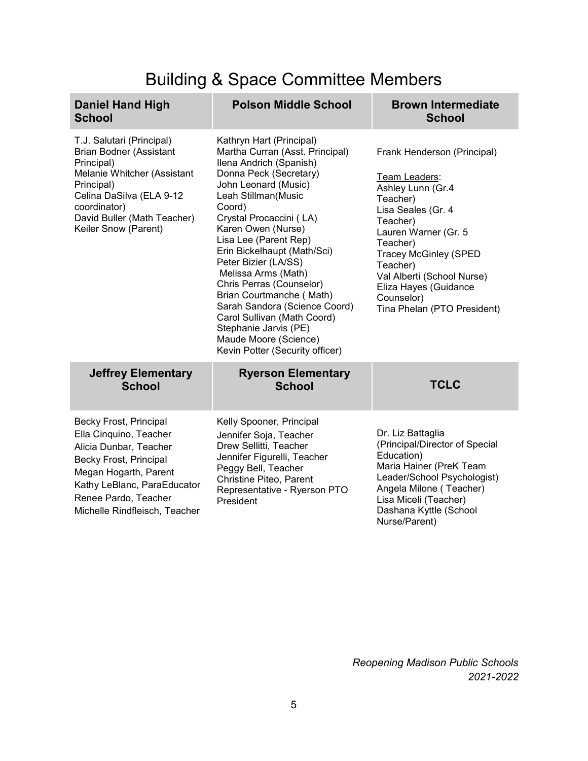# Building & Space Committee Members

| Daniel Hand High School | Polson Middle School | Brown Intermediate School |
|---|---|---|
| T.J. Salutari (Principal)<br>Brian Bodner (Assistant Principal)<br>Melanie Whitcher (Assistant Principal)<br>Celina DaSilva (ELA 9-12 coordinator)<br>David Buller (Math Teacher)<br>Keiler Snow (Parent) | Kathryn Hart (Principal)<br>Martha Curran (Asst. Principal)<br>Ilena Andrich (Spanish)<br>Donna Peck (Secretary)<br>John Leonard (Music)<br>Leah Stillman(Music Coord)<br>Crystal Procaccini ( LA)<br>Karen Owen (Nurse)<br>Lisa Lee (Parent Rep)<br>Erin Bickelhaupt (Math/Sci)<br>Peter Bizier (LA/SS)<br>Melissa Arms (Math)<br>Chris Perras (Counselor)<br>Brian Courtmanche ( Math)<br>Sarah Sandora (Science Coord)<br>Carol Sullivan (Math Coord)<br>Stephanie Jarvis (PE)<br>Maude Moore (Science)<br>Kevin Potter (Security officer) | Frank Henderson (Principal)<br><br>Team Leaders:<br>Ashley Lunn (Gr.4 Teacher)<br>Lisa Seales (Gr. 4 Teacher)<br>Lauren Warner (Gr. 5 Teacher)<br>Tracey McGinley (SPED Teacher)<br>Val Alberti (School Nurse)<br>Eliza Hayes (Guidance Counselor)<br>Tina Phelan (PTO President) |
| **Jeffrey Elementary School** | **Ryerson Elementary School** | **TCLC** |
| Becky Frost, Principal<br>Ella Cinquino, Teacher<br>Alicia Dunbar, Teacher<br>Becky Frost, Principal<br>Megan Hogarth, Parent<br>Kathy LeBlanc, ParaEducator<br>Renee Pardo, Teacher<br>Michelle Rindfleisch, Teacher | Kelly Spooner, Principal<br>Jennifer Soja, Teacher<br>Drew Sellitti, Teacher<br>Jennifer Figurelli, Teacher<br>Peggy Bell, Teacher<br>Christine Piteo, Parent Representative - Ryerson PTO President | Dr. Liz Battaglia (Principal/Director of Special Education)<br>Maria Hainer (PreK Team Leader/School Psychologist)<br>Angela Milone ( Teacher)<br>Lisa Miceli (Teacher)<br>Dashana Kyttle (School Nurse/Parent) |

*Reopening Madison Public Schools 2021-2022*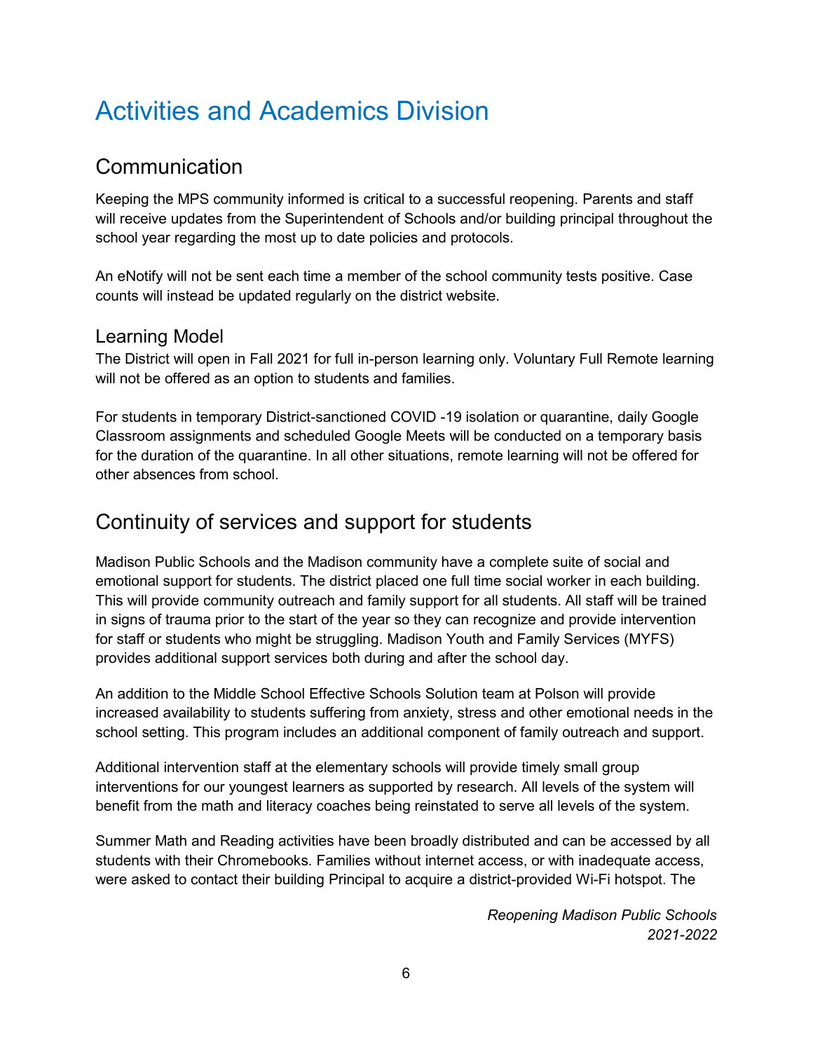# Activities and Academics Division

## Communication

Keeping the MPS community informed is critical to a successful reopening. Parents and staff will receive updates from the Superintendent of Schools and/or building principal throughout the school year regarding the most up to date policies and protocols.

An eNotify will not be sent each time a member of the school community tests positive. Case counts will instead be updated regularly on the district website.

### Learning Model

The District will open in Fall 2021 for full in-person learning only. Voluntary Full Remote learning will not be offered as an option to students and families.

For students in temporary District-sanctioned COVID -19 isolation or quarantine, daily Google Classroom assignments and scheduled Google Meets will be conducted on a temporary basis for the duration of the quarantine. In all other situations, remote learning will not be offered for other absences from school.

## Continuity of services and support for students

Madison Public Schools and the Madison community have a complete suite of social and emotional support for students. The district placed one full time social worker in each building. This will provide community outreach and family support for all students. All staff will be trained in signs of trauma prior to the start of the year so they can recognize and provide intervention for staff or students who might be struggling. Madison Youth and Family Services (MYFS) provides additional support services both during and after the school day.

An addition to the Middle School Effective Schools Solution team at Polson will provide increased availability to students suffering from anxiety, stress and other emotional needs in the school setting. This program includes an additional component of family outreach and support.

Additional intervention staff at the elementary schools will provide timely small group interventions for our youngest learners as supported by research. All levels of the system will benefit from the math and literacy coaches being reinstated to serve all levels of the system.

Summer Math and Reading activities have been broadly distributed and can be accessed by all students with their Chromebooks. Families without internet access, or with inadequate access, were asked to contact their building Principal to acquire a district-provided Wi-Fi hotspot. The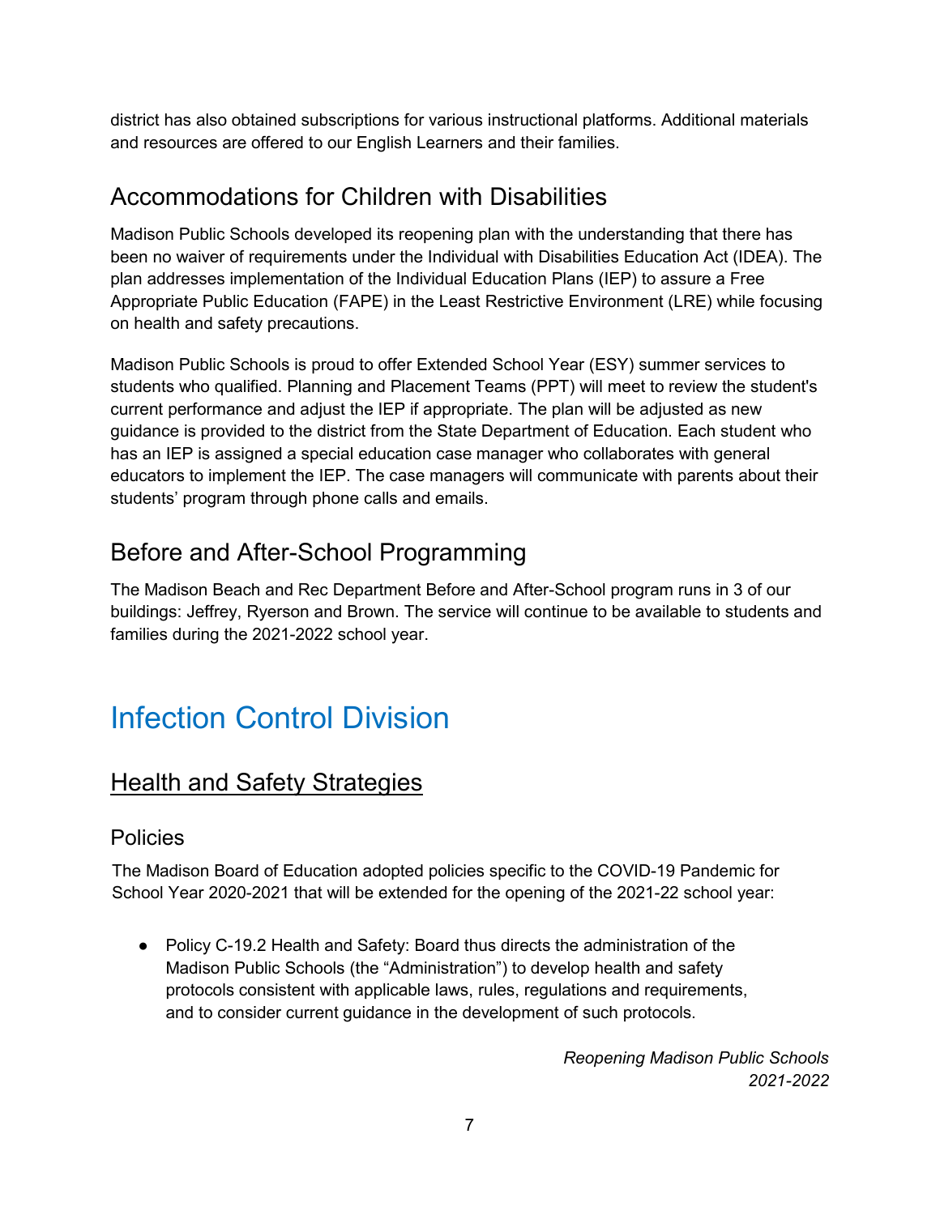district has also obtained subscriptions for various instructional platforms. Additional materials and resources are offered to our English Learners and their families.

## Accommodations for Children with Disabilities

Madison Public Schools developed its reopening plan with the understanding that there has been no waiver of requirements under the Individual with Disabilities Education Act (IDEA). The plan addresses implementation of the Individual Education Plans (IEP) to assure a Free Appropriate Public Education (FAPE) in the Least Restrictive Environment (LRE) while focusing on health and safety precautions.

Madison Public Schools is proud to offer Extended School Year (ESY) summer services to students who qualified. Planning and Placement Teams (PPT) will meet to review the student's current performance and adjust the IEP if appropriate. The plan will be adjusted as new guidance is provided to the district from the State Department of Education. Each student who has an IEP is assigned a special education case manager who collaborates with general educators to implement the IEP. The case managers will communicate with parents about their students' program through phone calls and emails.

## Before and After-School Programming

The Madison Beach and Rec Department Before and After-School program runs in 3 of our buildings: Jeffrey, Ryerson and Brown. The service will continue to be available to students and families during the 2021-2022 school year.

# Infection Control Division

## Health and Safety Strategies

### Policies

The Madison Board of Education adopted policies specific to the COVID-19 Pandemic for School Year 2020-2021 that will be extended for the opening of the 2021-22 school year:

- Policy C-19.2 Health and Safety: Board thus directs the administration of the Madison Public Schools (the "Administration") to develop health and safety protocols consistent with applicable laws, rules, regulations and requirements, and to consider current guidance in the development of such protocols.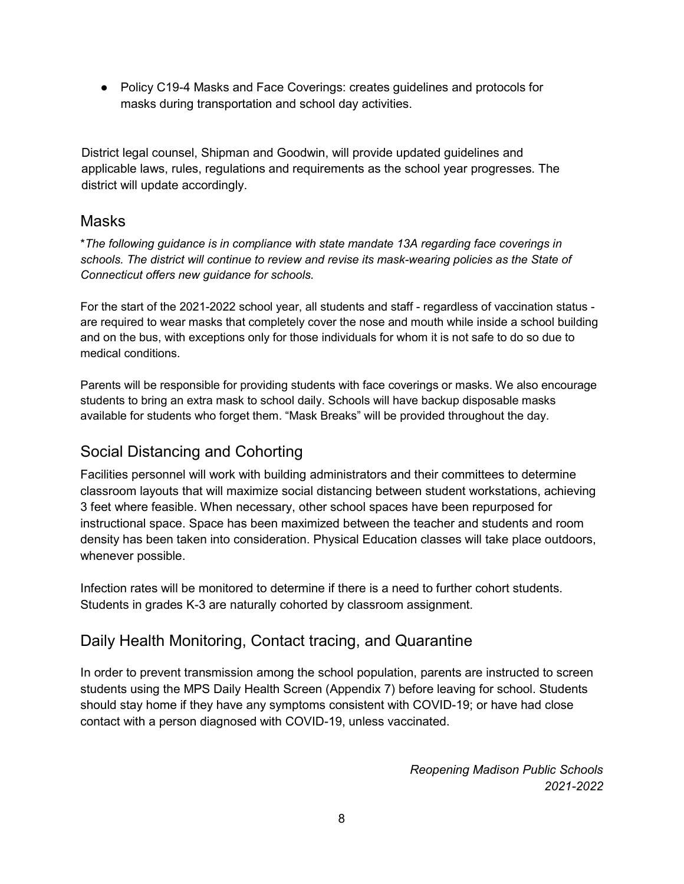- Policy C19-4 Masks and Face Coverings: creates guidelines and protocols for masks during transportation and school day activities.

District legal counsel, Shipman and Goodwin, will provide updated guidelines and applicable laws, rules, regulations and requirements as the school year progresses. The district will update accordingly.

## Masks

*\*The following guidance is in compliance with state mandate 13A regarding face coverings in schools. The district will continue to review and revise its mask-wearing policies as the State of Connecticut offers new guidance for schools.*

For the start of the 2021-2022 school year, all students and staff - regardless of vaccination status - are required to wear masks that completely cover the nose and mouth while inside a school building and on the bus, with exceptions only for those individuals for whom it is not safe to do so due to medical conditions.

Parents will be responsible for providing students with face coverings or masks. We also encourage students to bring an extra mask to school daily. Schools will have backup disposable masks available for students who forget them. "Mask Breaks" will be provided throughout the day.

## Social Distancing and Cohorting

Facilities personnel will work with building administrators and their committees to determine classroom layouts that will maximize social distancing between student workstations, achieving 3 feet where feasible. When necessary, other school spaces have been repurposed for instructional space. Space has been maximized between the teacher and students and room density has been taken into consideration. Physical Education classes will take place outdoors, whenever possible.

Infection rates will be monitored to determine if there is a need to further cohort students. Students in grades K-3 are naturally cohorted by classroom assignment.

## Daily Health Monitoring, Contact tracing, and Quarantine

In order to prevent transmission among the school population, parents are instructed to screen students using the MPS Daily Health Screen (Appendix 7) before leaving for school. Students should stay home if they have any symptoms consistent with COVID-19; or have had close contact with a person diagnosed with COVID-19, unless vaccinated.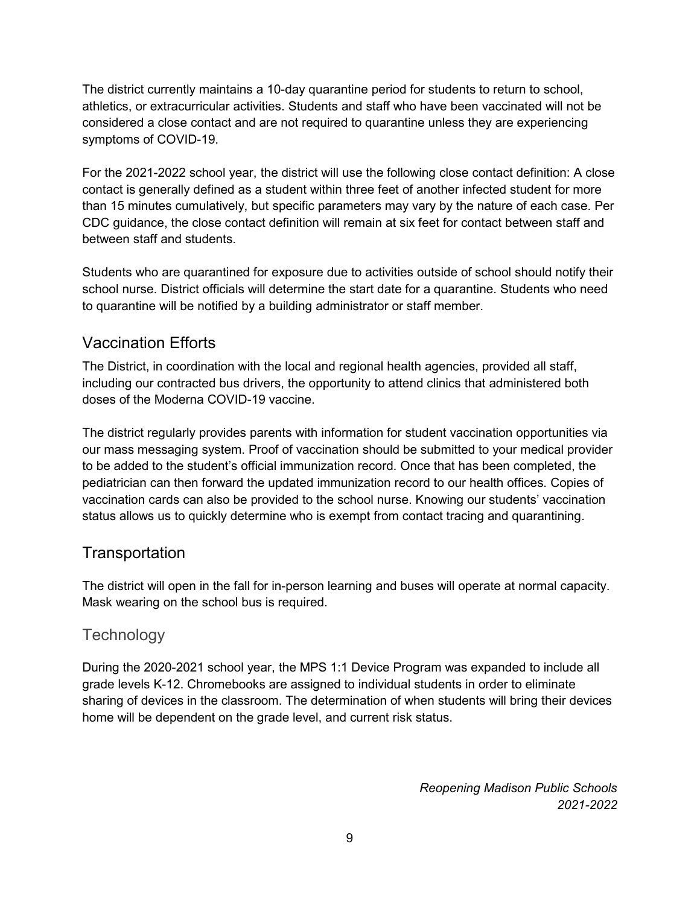The district currently maintains a 10-day quarantine period for students to return to school, athletics, or extracurricular activities. Students and staff who have been vaccinated will not be considered a close contact and are not required to quarantine unless they are experiencing symptoms of COVID-19.

For the 2021-2022 school year, the district will use the following close contact definition: A close contact is generally defined as a student within three feet of another infected student for more than 15 minutes cumulatively, but specific parameters may vary by the nature of each case. Per CDC guidance, the close contact definition will remain at six feet for contact between staff and between staff and students.

Students who are quarantined for exposure due to activities outside of school should notify their school nurse. District officials will determine the start date for a quarantine. Students who need to quarantine will be notified by a building administrator or staff member.

## Vaccination Efforts

The District, in coordination with the local and regional health agencies, provided all staff, including our contracted bus drivers, the opportunity to attend clinics that administered both doses of the Moderna COVID-19 vaccine.

The district regularly provides parents with information for student vaccination opportunities via our mass messaging system. Proof of vaccination should be submitted to your medical provider to be added to the student's official immunization record. Once that has been completed, the pediatrician can then forward the updated immunization record to our health offices. Copies of vaccination cards can also be provided to the school nurse. Knowing our students' vaccination status allows us to quickly determine who is exempt from contact tracing and quarantining.

## Transportation

The district will open in the fall for in-person learning and buses will operate at normal capacity. Mask wearing on the school bus is required.

## Technology

During the 2020-2021 school year, the MPS 1:1 Device Program was expanded to include all grade levels K-12. Chromebooks are assigned to individual students in order to eliminate sharing of devices in the classroom. The determination of when students will bring their devices home will be dependent on the grade level, and current risk status.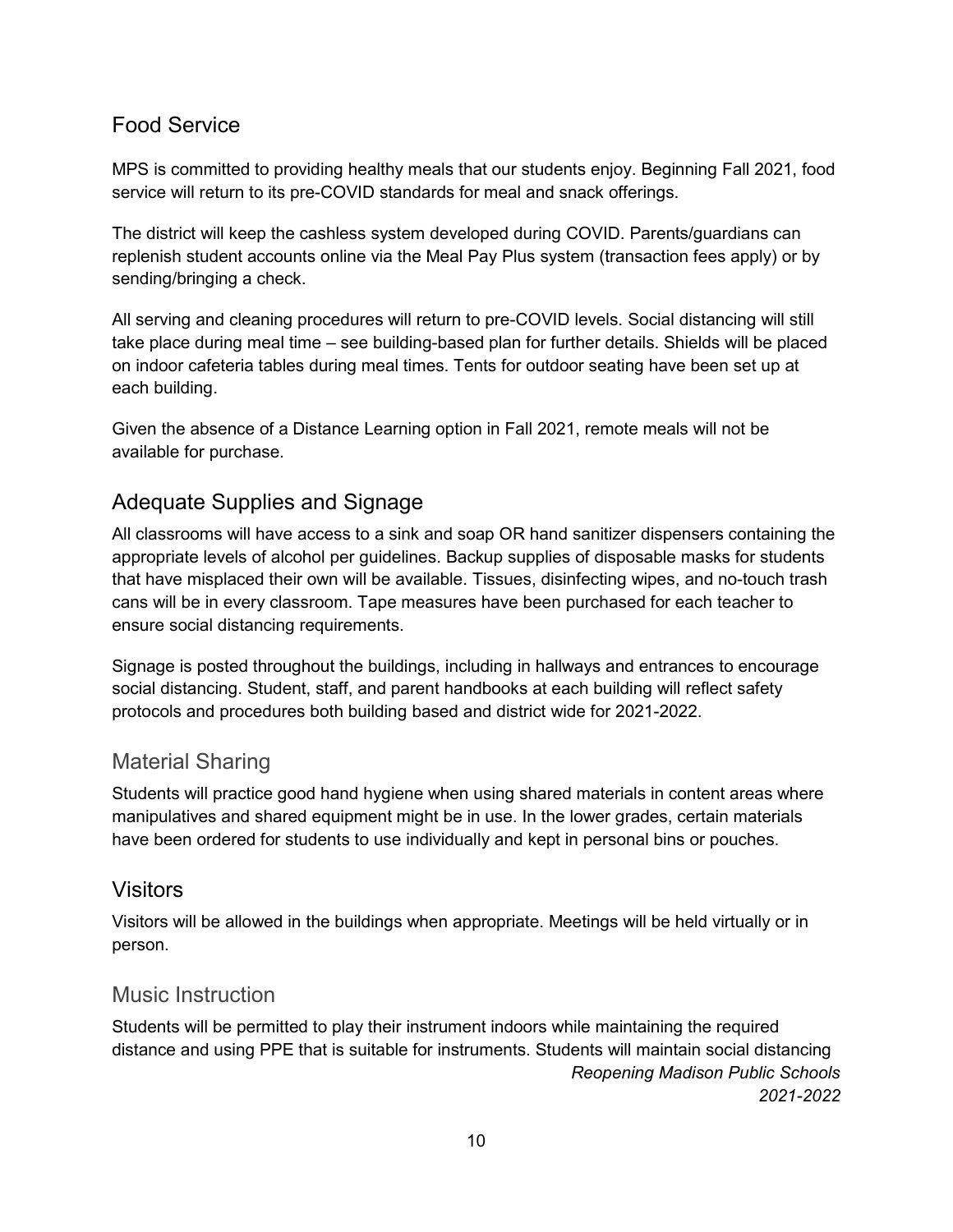## Food Service

MPS is committed to providing healthy meals that our students enjoy. Beginning Fall 2021, food service will return to its pre-COVID standards for meal and snack offerings.

The district will keep the cashless system developed during COVID. Parents/guardians can replenish student accounts online via the Meal Pay Plus system (transaction fees apply) or by sending/bringing a check.

All serving and cleaning procedures will return to pre-COVID levels. Social distancing will still take place during meal time – see building-based plan for further details. Shields will be placed on indoor cafeteria tables during meal times. Tents for outdoor seating have been set up at each building.

Given the absence of a Distance Learning option in Fall 2021, remote meals will not be available for purchase.

## Adequate Supplies and Signage

All classrooms will have access to a sink and soap OR hand sanitizer dispensers containing the appropriate levels of alcohol per guidelines. Backup supplies of disposable masks for students that have misplaced their own will be available. Tissues, disinfecting wipes, and no-touch trash cans will be in every classroom. Tape measures have been purchased for each teacher to ensure social distancing requirements.

Signage is posted throughout the buildings, including in hallways and entrances to encourage social distancing. Student, staff, and parent handbooks at each building will reflect safety protocols and procedures both building based and district wide for 2021-2022.

### Material Sharing

Students will practice good hand hygiene when using shared materials in content areas where manipulatives and shared equipment might be in use. In the lower grades, certain materials have been ordered for students to use individually and kept in personal bins or pouches.

## Visitors

Visitors will be allowed in the buildings when appropriate. Meetings will be held virtually or in person.

### Music Instruction

Students will be permitted to play their instrument indoors while maintaining the required distance and using PPE that is suitable for instruments. Students will maintain social distancing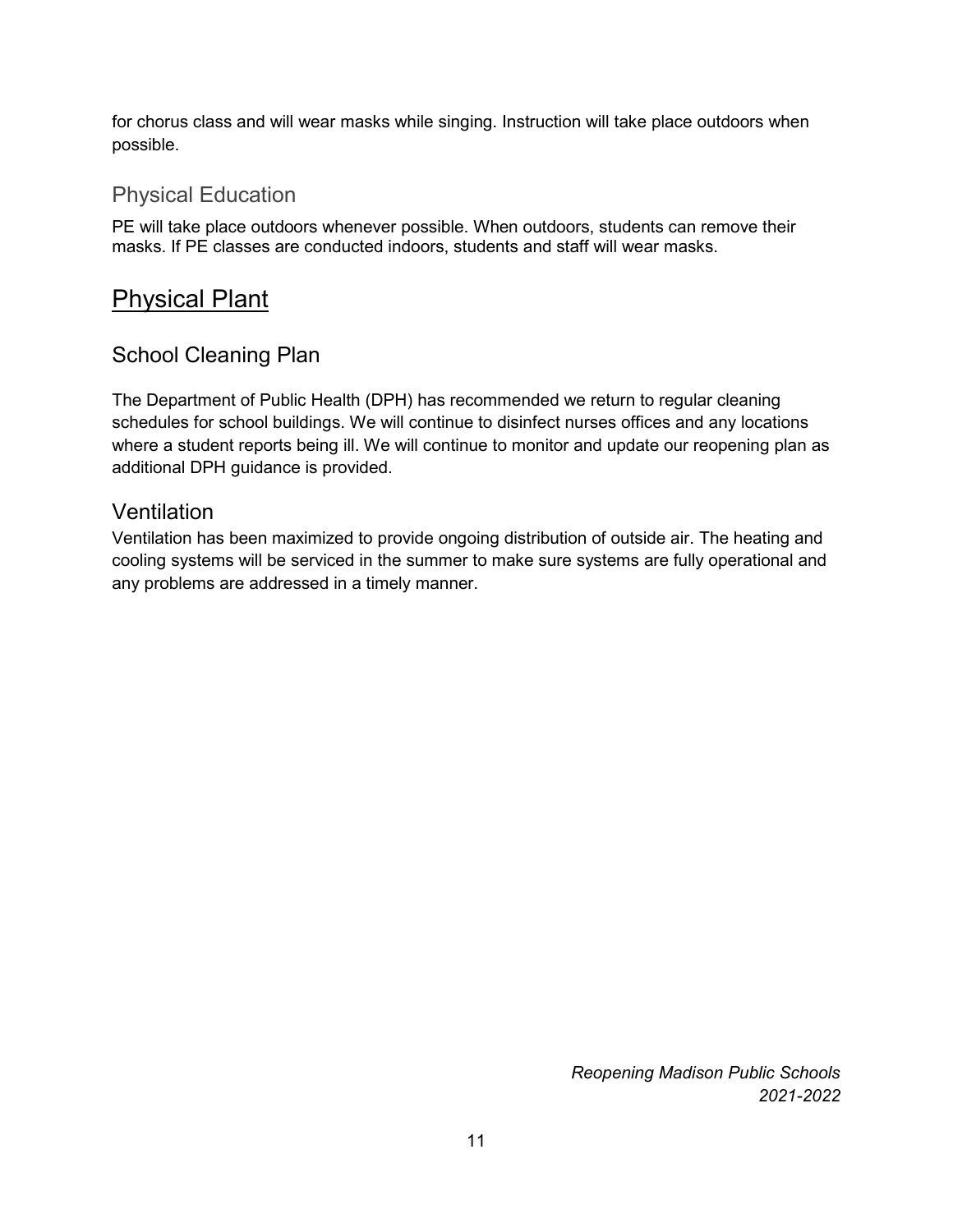for chorus class and will wear masks while singing. Instruction will take place outdoors when possible.

### Physical Education

PE will take place outdoors whenever possible. When outdoors, students can remove their masks. If PE classes are conducted indoors, students and staff will wear masks.

## Physical Plant

### School Cleaning Plan

The Department of Public Health (DPH) has recommended we return to regular cleaning schedules for school buildings. We will continue to disinfect nurses offices and any locations where a student reports being ill. We will continue to monitor and update our reopening plan as additional DPH guidance is provided.

### Ventilation

Ventilation has been maximized to provide ongoing distribution of outside air. The heating and cooling systems will be serviced in the summer to make sure systems are fully operational and any problems are addressed in a timely manner.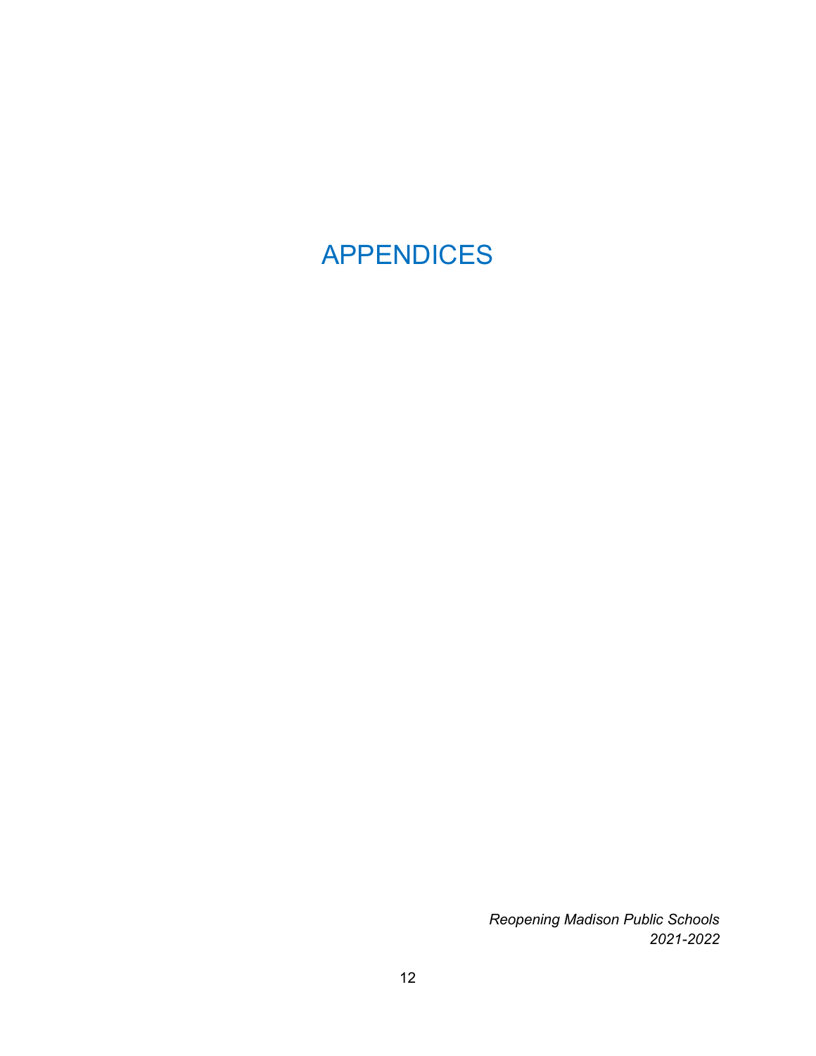# APPENDICES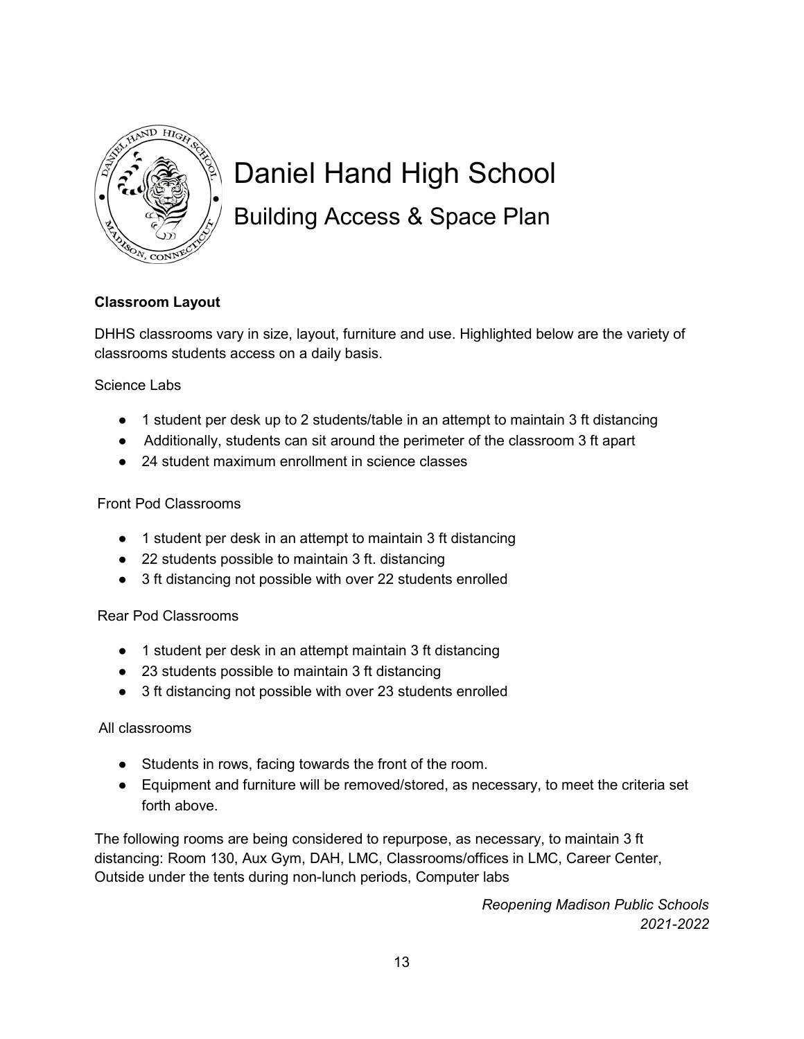# Daniel Hand High School

## Building Access & Space Plan

**Classroom Layout**

DHHS classrooms vary in size, layout, furniture and use. Highlighted below are the variety of classrooms students access on a daily basis.

Science Labs

- 1 student per desk up to 2 students/table in an attempt to maintain 3 ft distancing
- Additionally, students can sit around the perimeter of the classroom 3 ft apart
- 24 student maximum enrollment in science classes

Front Pod Classrooms

- 1 student per desk in an attempt to maintain 3 ft distancing
- 22 students possible to maintain 3 ft. distancing
- 3 ft distancing not possible with over 22 students enrolled

Rear Pod Classrooms

- 1 student per desk in an attempt maintain 3 ft distancing
- 23 students possible to maintain 3 ft distancing
- 3 ft distancing not possible with over 23 students enrolled

All classrooms

- Students in rows, facing towards the front of the room.
- Equipment and furniture will be removed/stored, as necessary, to meet the criteria set forth above.

The following rooms are being considered to repurpose, as necessary, to maintain 3 ft distancing: Room 130, Aux Gym, DAH, LMC, Classrooms/offices in LMC, Career Center, Outside under the tents during non-lunch periods, Computer labs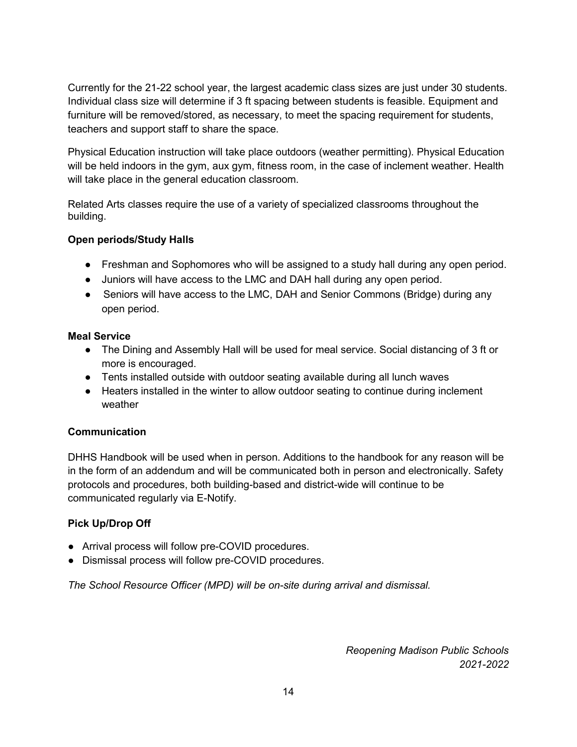Currently for the 21-22 school year, the largest academic class sizes are just under 30 students. Individual class size will determine if 3 ft spacing between students is feasible. Equipment and furniture will be removed/stored, as necessary, to meet the spacing requirement for students, teachers and support staff to share the space.

Physical Education instruction will take place outdoors (weather permitting). Physical Education will be held indoors in the gym, aux gym, fitness room, in the case of inclement weather. Health will take place in the general education classroom.

Related Arts classes require the use of a variety of specialized classrooms throughout the building.

**Open periods/Study Halls**

- Freshman and Sophomores who will be assigned to a study hall during any open period.
- Juniors will have access to the LMC and DAH hall during any open period.
- Seniors will have access to the LMC, DAH and Senior Commons (Bridge) during any open period.

**Meal Service**

- The Dining and Assembly Hall will be used for meal service. Social distancing of 3 ft or more is encouraged.
- Tents installed outside with outdoor seating available during all lunch waves
- Heaters installed in the winter to allow outdoor seating to continue during inclement weather

**Communication**

DHHS Handbook will be used when in person. Additions to the handbook for any reason will be in the form of an addendum and will be communicated both in person and electronically. Safety protocols and procedures, both building-based and district-wide will continue to be communicated regularly via E-Notify.

**Pick Up/Drop Off**

- Arrival process will follow pre-COVID procedures.
- Dismissal process will follow pre-COVID procedures.

*The School Resource Officer (MPD) will be on-site during arrival and dismissal.*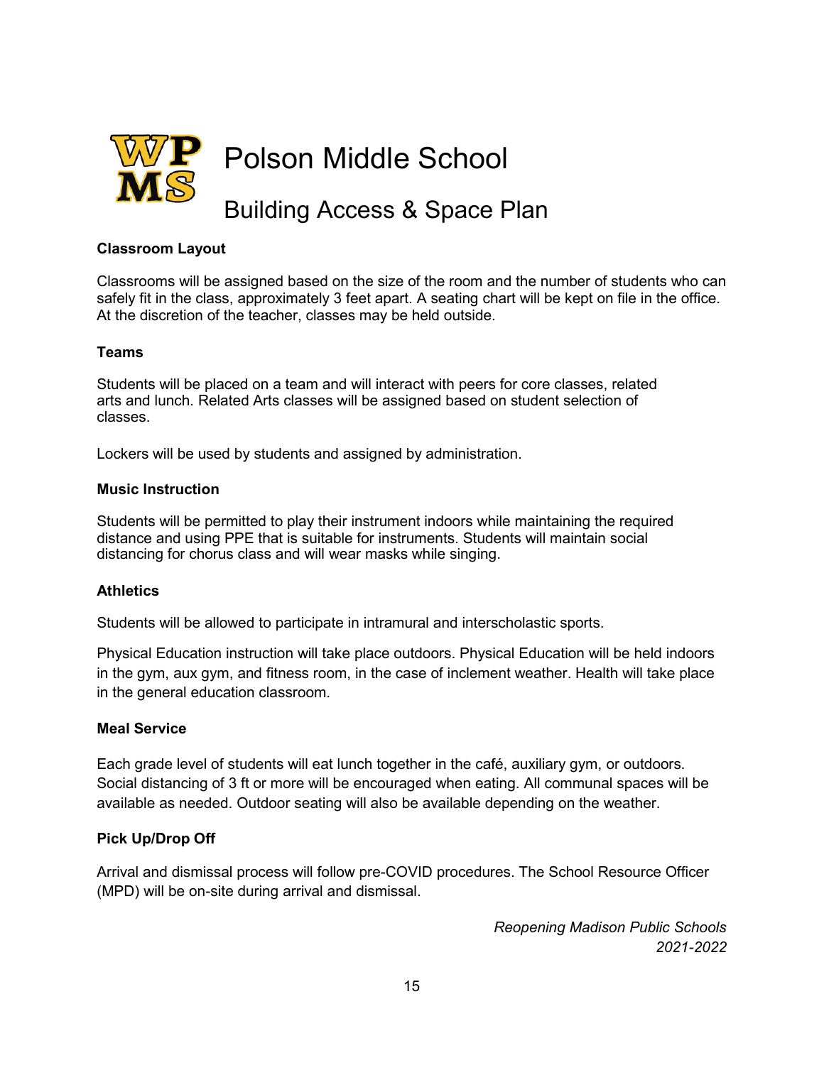# Polson Middle School

## Building Access & Space Plan

**Classroom Layout**

Classrooms will be assigned based on the size of the room and the number of students who can safely fit in the class, approximately 3 feet apart. A seating chart will be kept on file in the office. At the discretion of the teacher, classes may be held outside.

**Teams**

Students will be placed on a team and will interact with peers for core classes, related arts and lunch. Related Arts classes will be assigned based on student selection of classes.

Lockers will be used by students and assigned by administration.

**Music Instruction**

Students will be permitted to play their instrument indoors while maintaining the required distance and using PPE that is suitable for instruments. Students will maintain social distancing for chorus class and will wear masks while singing.

**Athletics**

Students will be allowed to participate in intramural and interscholastic sports.

Physical Education instruction will take place outdoors. Physical Education will be held indoors in the gym, aux gym, and fitness room, in the case of inclement weather. Health will take place in the general education classroom.

**Meal Service**

Each grade level of students will eat lunch together in the café, auxiliary gym, or outdoors. Social distancing of 3 ft or more will be encouraged when eating. All communal spaces will be available as needed. Outdoor seating will also be available depending on the weather.

**Pick Up/Drop Off**

Arrival and dismissal process will follow pre-COVID procedures. The School Resource Officer (MPD) will be on-site during arrival and dismissal.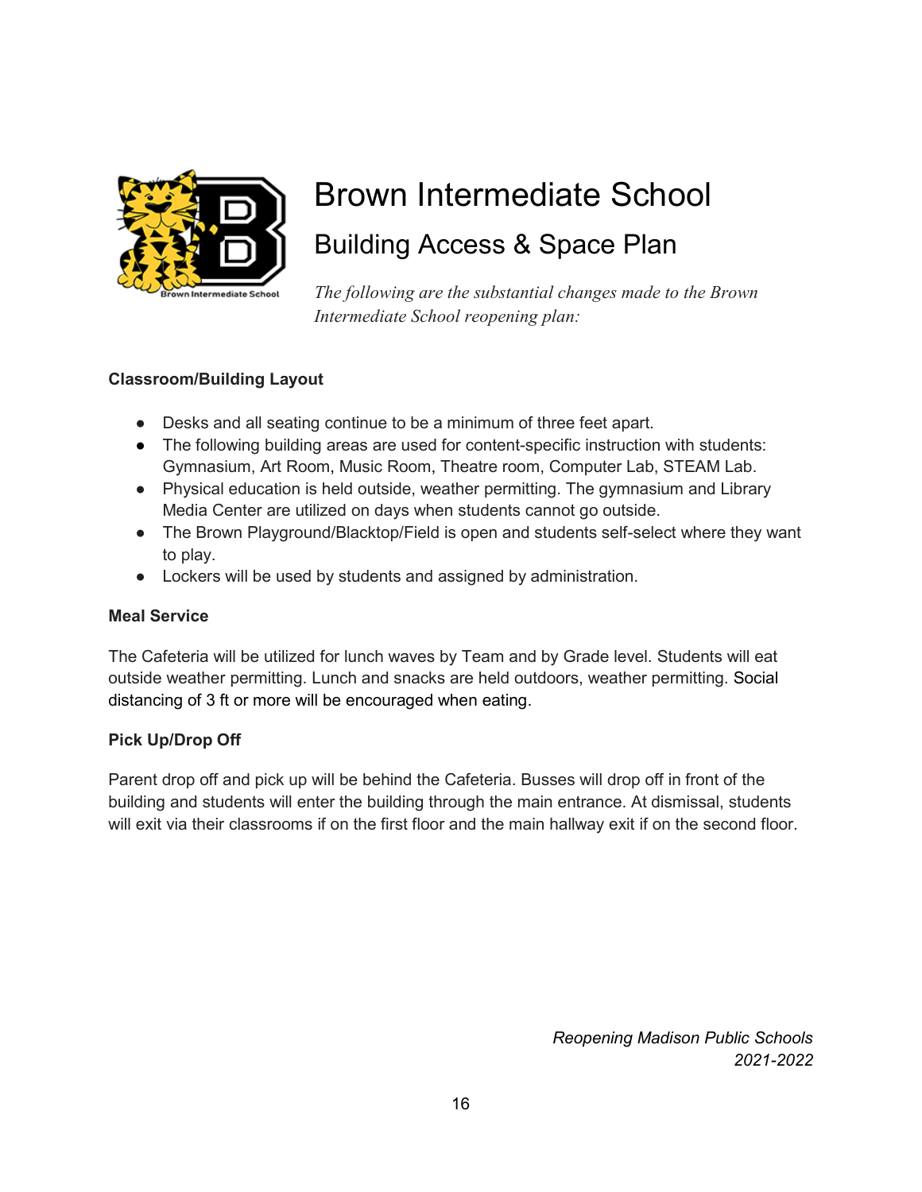# Brown Intermediate School

## Building Access & Space Plan

*The following are the substantial changes made to the Brown Intermediate School reopening plan:*

**Classroom/Building Layout**

- Desks and all seating continue to be a minimum of three feet apart.
- The following building areas are used for content-specific instruction with students: Gymnasium, Art Room, Music Room, Theatre room, Computer Lab, STEAM Lab.
- Physical education is held outside, weather permitting. The gymnasium and Library Media Center are utilized on days when students cannot go outside.
- The Brown Playground/Blacktop/Field is open and students self-select where they want to play.
- Lockers will be used by students and assigned by administration.

**Meal Service**

The Cafeteria will be utilized for lunch waves by Team and by Grade level. Students will eat outside weather permitting. Lunch and snacks are held outdoors, weather permitting. Social distancing of 3 ft or more will be encouraged when eating.

**Pick Up/Drop Off**

Parent drop off and pick up will be behind the Cafeteria. Busses will drop off in front of the building and students will enter the building through the main entrance. At dismissal, students will exit via their classrooms if on the first floor and the main hallway exit if on the second floor.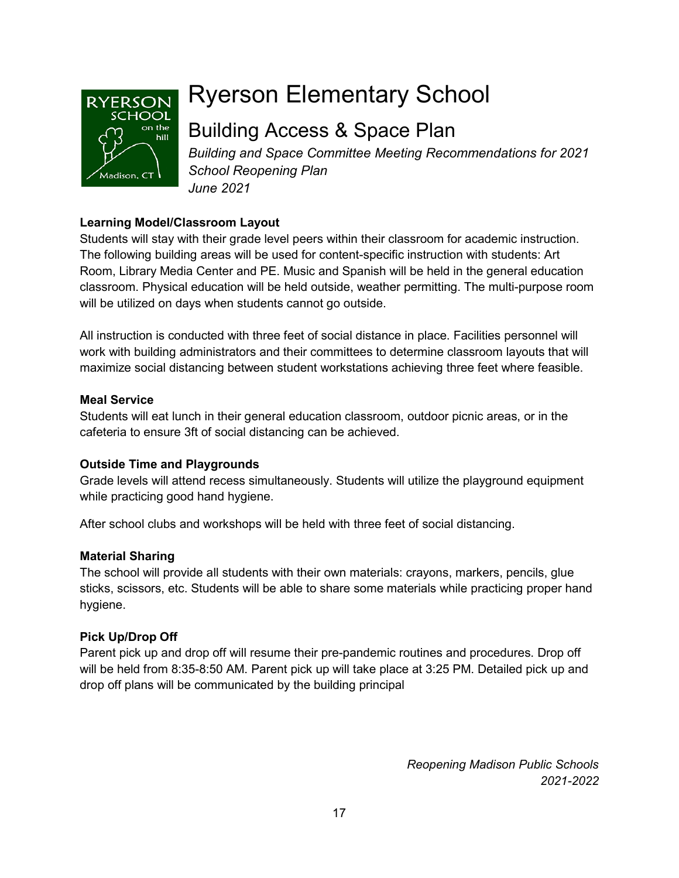# Ryerson Elementary School

## Building Access & Space Plan

*Building and Space Committee Meeting Recommendations for 2021 School Reopening Plan*
*June 2021*

**Learning Model/Classroom Layout**

Students will stay with their grade level peers within their classroom for academic instruction. The following building areas will be used for content-specific instruction with students: Art Room, Library Media Center and PE. Music and Spanish will be held in the general education classroom. Physical education will be held outside, weather permitting. The multi-purpose room will be utilized on days when students cannot go outside.

All instruction is conducted with three feet of social distance in place. Facilities personnel will work with building administrators and their committees to determine classroom layouts that will maximize social distancing between student workstations achieving three feet where feasible.

**Meal Service**

Students will eat lunch in their general education classroom, outdoor picnic areas, or in the cafeteria to ensure 3ft of social distancing can be achieved.

**Outside Time and Playgrounds**

Grade levels will attend recess simultaneously. Students will utilize the playground equipment while practicing good hand hygiene.

After school clubs and workshops will be held with three feet of social distancing.

**Material Sharing**

The school will provide all students with their own materials: crayons, markers, pencils, glue sticks, scissors, etc. Students will be able to share some materials while practicing proper hand hygiene.

**Pick Up/Drop Off**

Parent pick up and drop off will resume their pre-pandemic routines and procedures. Drop off will be held from 8:35-8:50 AM. Parent pick up will take place at 3:25 PM. Detailed pick up and drop off plans will be communicated by the building principal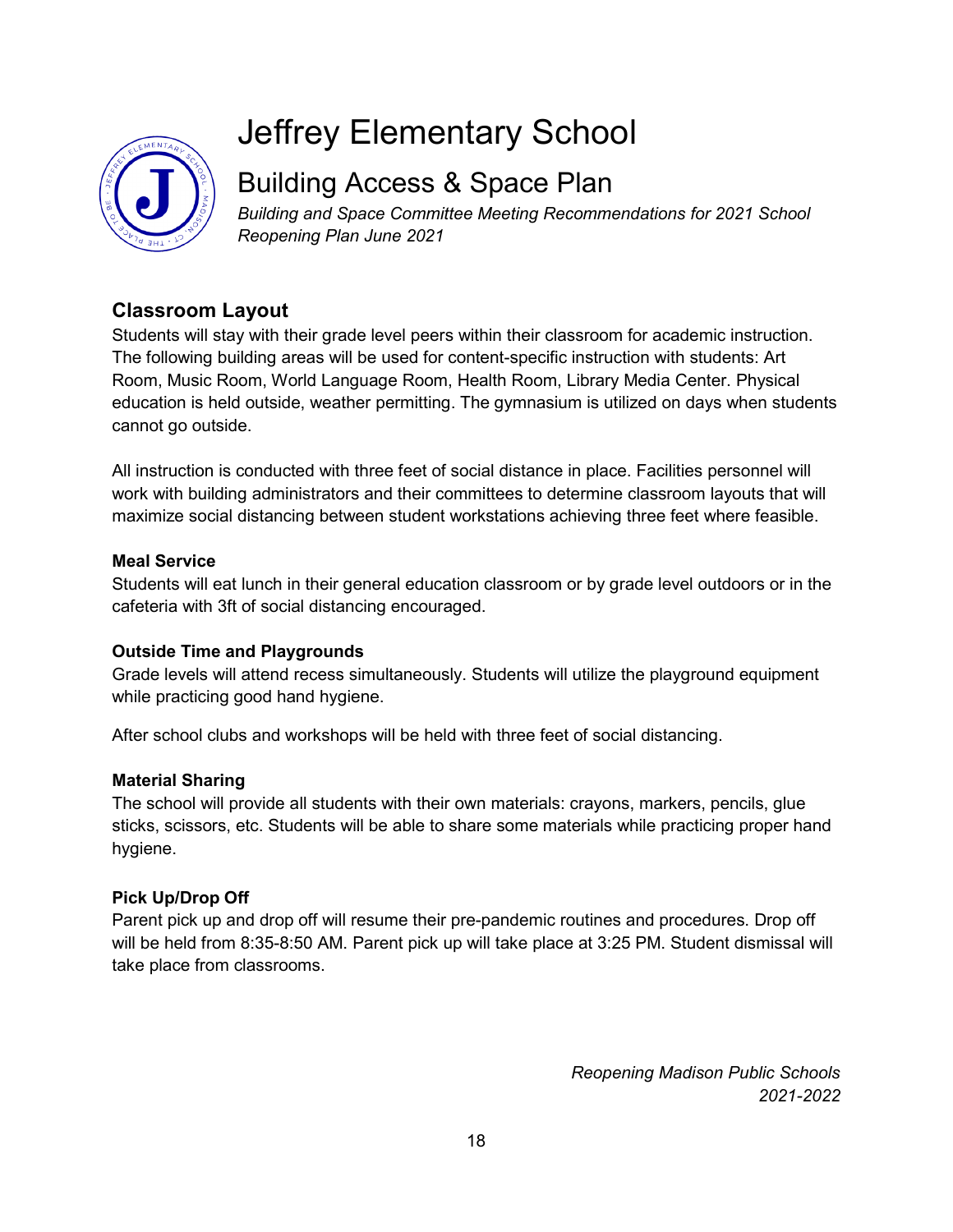# Jeffrey Elementary School

## Building Access & Space Plan

*Building and Space Committee Meeting Recommendations for 2021 School Reopening Plan June 2021*

### Classroom Layout

Students will stay with their grade level peers within their classroom for academic instruction. The following building areas will be used for content-specific instruction with students: Art Room, Music Room, World Language Room, Health Room, Library Media Center. Physical education is held outside, weather permitting. The gymnasium is utilized on days when students cannot go outside.

All instruction is conducted with three feet of social distance in place. Facilities personnel will work with building administrators and their committees to determine classroom layouts that will maximize social distancing between student workstations achieving three feet where feasible.

#### Meal Service

Students will eat lunch in their general education classroom or by grade level outdoors or in the cafeteria with 3ft of social distancing encouraged.

#### Outside Time and Playgrounds

Grade levels will attend recess simultaneously. Students will utilize the playground equipment while practicing good hand hygiene.

After school clubs and workshops will be held with three feet of social distancing.

#### Material Sharing

The school will provide all students with their own materials: crayons, markers, pencils, glue sticks, scissors, etc. Students will be able to share some materials while practicing proper hand hygiene.

#### Pick Up/Drop Off

Parent pick up and drop off will resume their pre-pandemic routines and procedures. Drop off will be held from 8:35-8:50 AM. Parent pick up will take place at 3:25 PM. Student dismissal will take place from classrooms.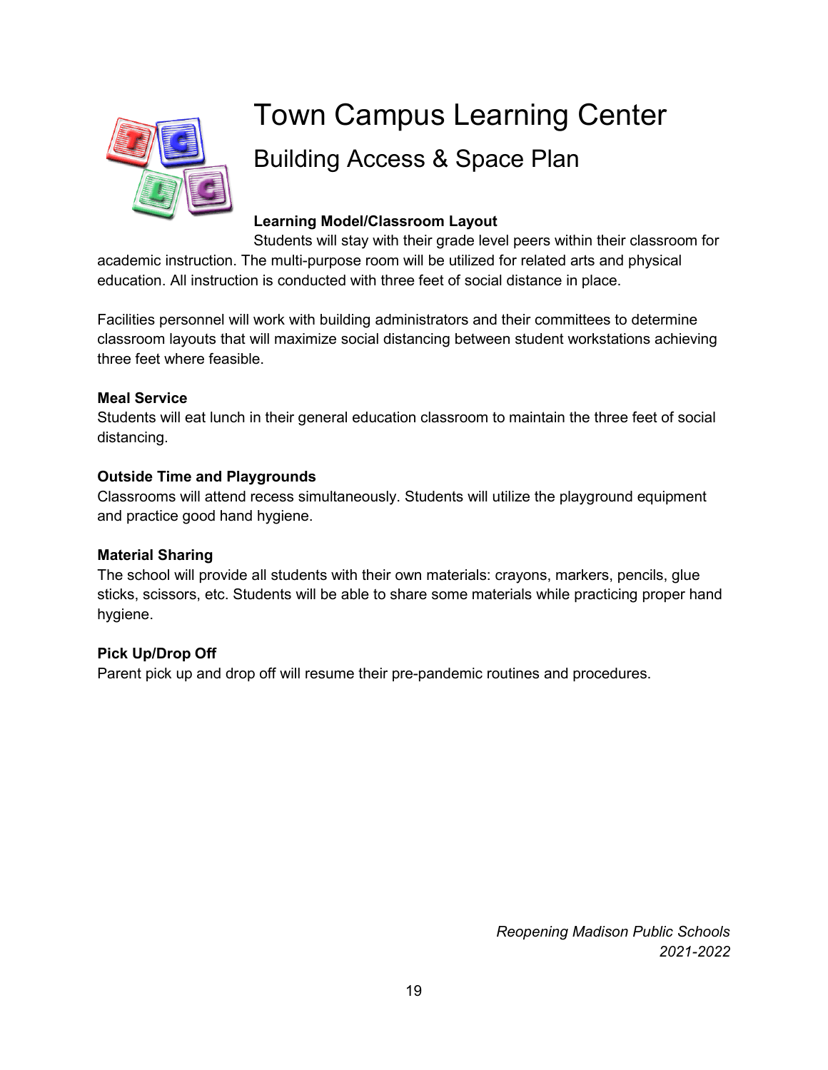# Town Campus Learning Center

## Building Access & Space Plan

**Learning Model/Classroom Layout**

Students will stay with their grade level peers within their classroom for academic instruction. The multi-purpose room will be utilized for related arts and physical education. All instruction is conducted with three feet of social distance in place.

Facilities personnel will work with building administrators and their committees to determine classroom layouts that will maximize social distancing between student workstations achieving three feet where feasible.

**Meal Service**

Students will eat lunch in their general education classroom to maintain the three feet of social distancing.

**Outside Time and Playgrounds**

Classrooms will attend recess simultaneously. Students will utilize the playground equipment and practice good hand hygiene.

**Material Sharing**

The school will provide all students with their own materials: crayons, markers, pencils, glue sticks, scissors, etc. Students will be able to share some materials while practicing proper hand hygiene.

**Pick Up/Drop Off**

Parent pick up and drop off will resume their pre-pandemic routines and procedures.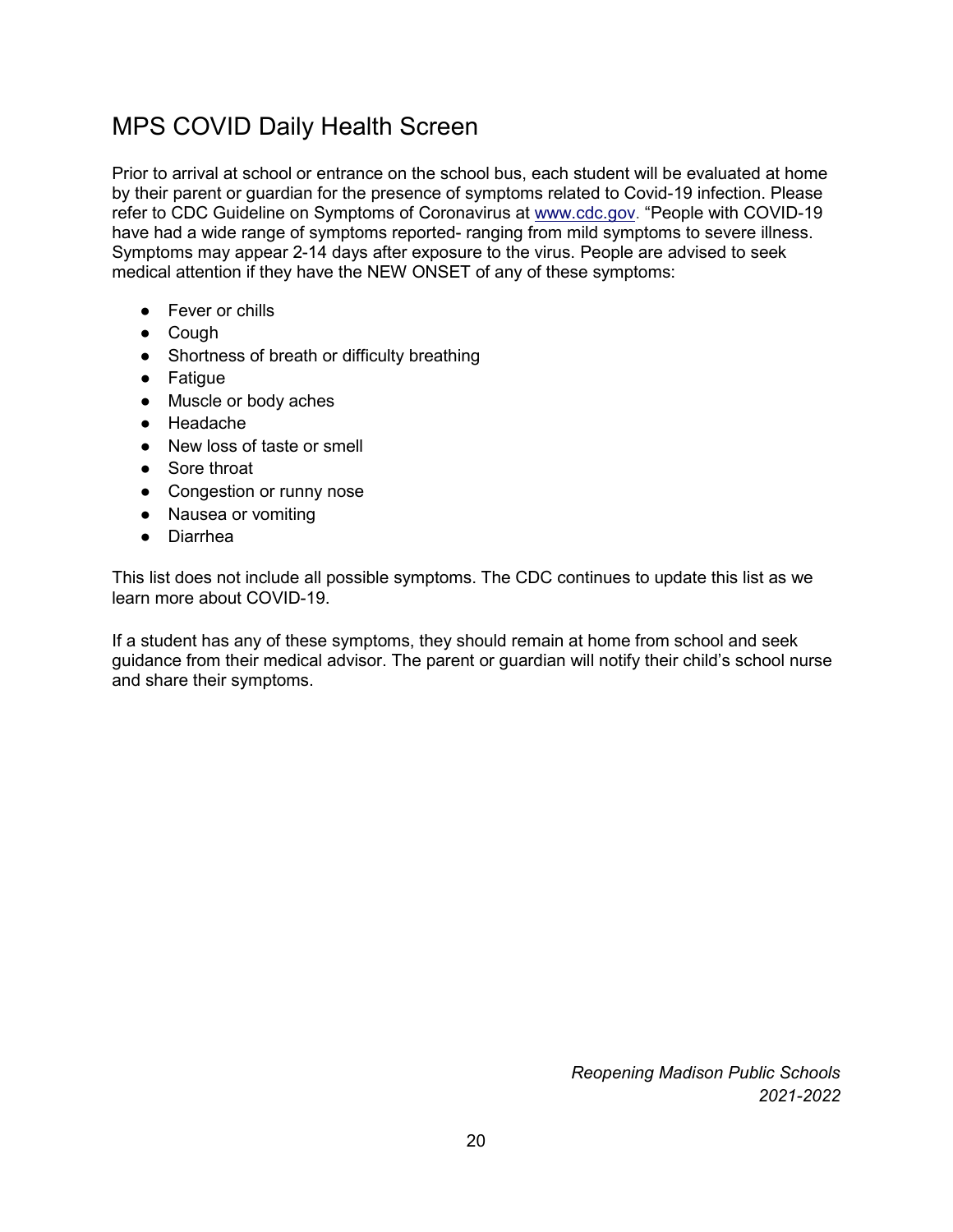## MPS COVID Daily Health Screen

Prior to arrival at school or entrance on the school bus, each student will be evaluated at home by their parent or guardian for the presence of symptoms related to Covid-19 infection. Please refer to CDC Guideline on Symptoms of Coronavirus at [www.cdc.gov](http://www.cdc.gov). "People with COVID-19 have had a wide range of symptoms reported- ranging from mild symptoms to severe illness. Symptoms may appear 2-14 days after exposure to the virus. People are advised to seek medical attention if they have the NEW ONSET of any of these symptoms:

- Fever or chills
- Cough
- Shortness of breath or difficulty breathing
- Fatigue
- Muscle or body aches
- Headache
- New loss of taste or smell
- Sore throat
- Congestion or runny nose
- Nausea or vomiting
- Diarrhea

This list does not include all possible symptoms. The CDC continues to update this list as we learn more about COVID-19.

If a student has any of these symptoms, they should remain at home from school and seek guidance from their medical advisor. The parent or guardian will notify their child's school nurse and share their symptoms.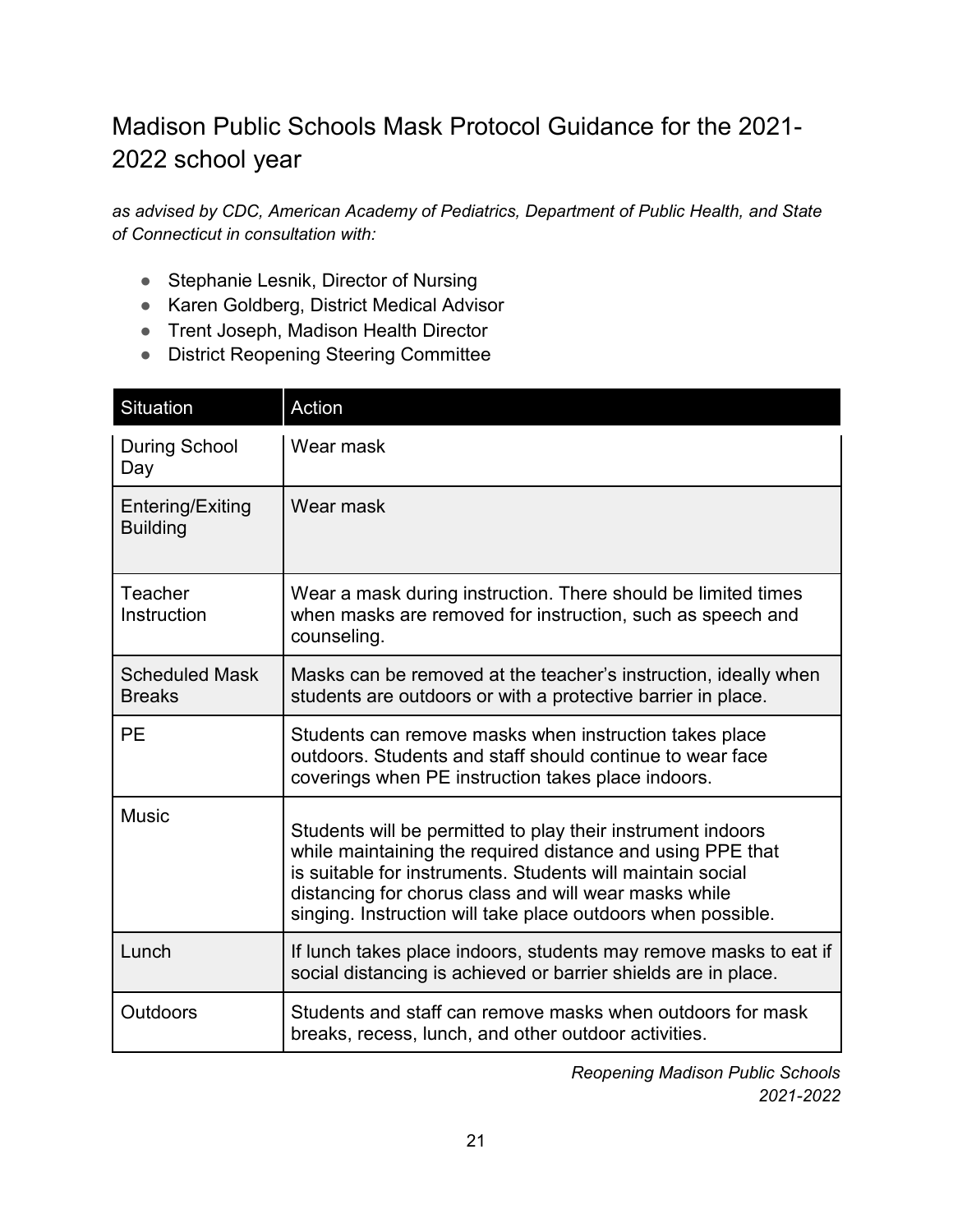# Madison Public Schools Mask Protocol Guidance for the 2021-2022 school year

*as advised by CDC, American Academy of Pediatrics, Department of Public Health, and State of Connecticut in consultation with:*

- Stephanie Lesnik, Director of Nursing
- Karen Goldberg, District Medical Advisor
- Trent Joseph, Madison Health Director
- District Reopening Steering Committee

| Situation | Action |
|---|---|
| During School Day | Wear mask |
| Entering/Exiting Building | Wear mask |
| Teacher Instruction | Wear a mask during instruction. There should be limited times when masks are removed for instruction, such as speech and counseling. |
| Scheduled Mask Breaks | Masks can be removed at the teacher's instruction, ideally when students are outdoors or with a protective barrier in place. |
| PE | Students can remove masks when instruction takes place outdoors. Students and staff should continue to wear face coverings when PE instruction takes place indoors. |
| Music | Students will be permitted to play their instrument indoors while maintaining the required distance and using PPE that is suitable for instruments. Students will maintain social distancing for chorus class and will wear masks while singing. Instruction will take place outdoors when possible. |
| Lunch | If lunch takes place indoors, students may remove masks to eat if social distancing is achieved or barrier shields are in place. |
| Outdoors | Students and staff can remove masks when outdoors for mask breaks, recess, lunch, and other outdoor activities. |

*Reopening Madison Public Schools 2021-2022*